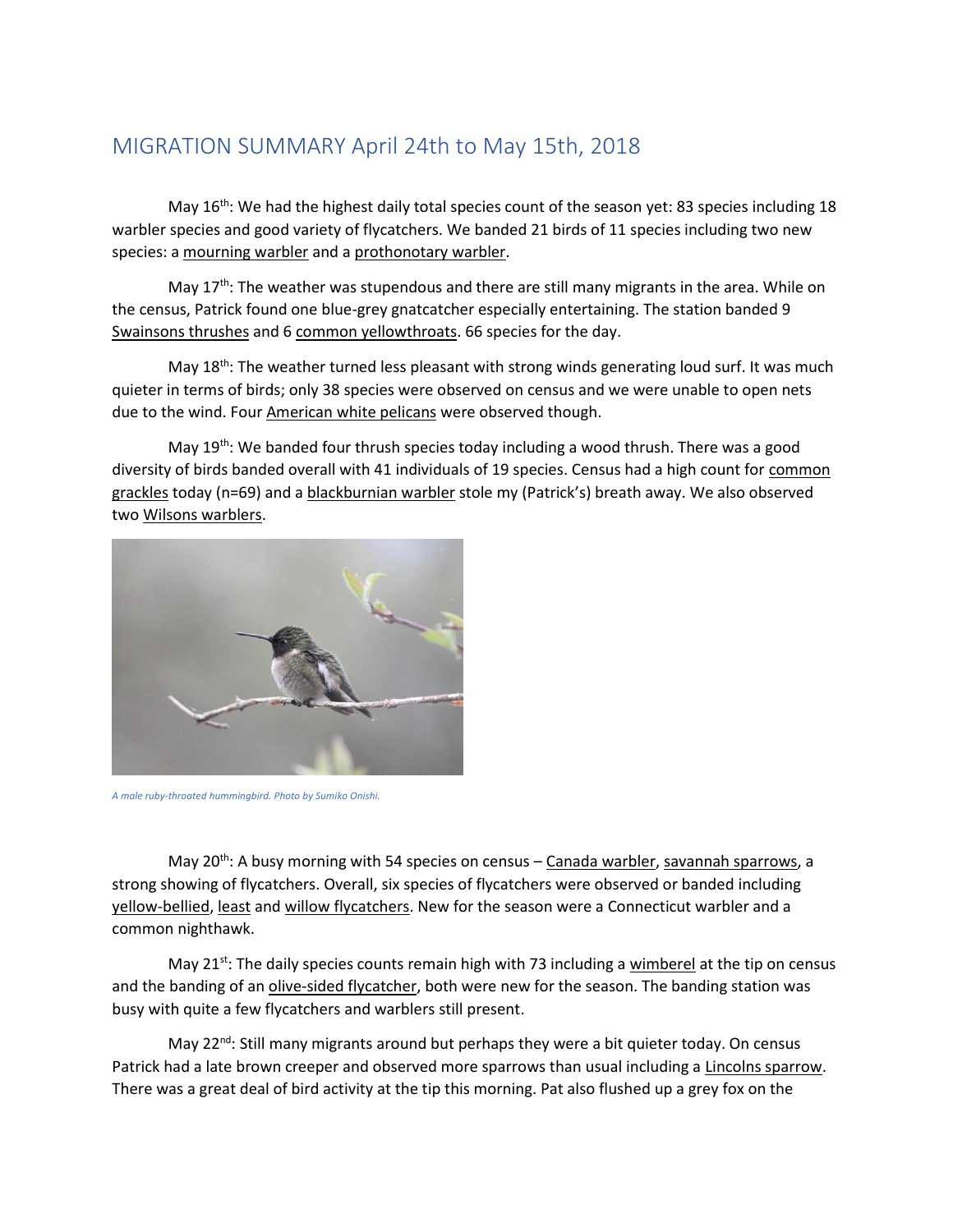## MIGRATION SUMMARY April 24th to May 15th, 2018

May 16th: We had the highest daily total species count of the season yet: 83 species including 18 warbler species and good variety of flycatchers. We banded 21 birds of 11 species including two new species: a mourning warbler and a prothonotary warbler.

May 17th: The weather was stupendous and there are still many migrants in the area. While on the census, Patrick found one blue-grey gnatcatcher especially entertaining. The station banded 9 Swainsons thrushes and 6 common yellowthroats. 66 species for the day.

May 18th: The weather turned less pleasant with strong winds generating loud surf. It was much quieter in terms of birds; only 38 species were observed on census and we were unable to open nets due to the wind. Four American white pelicans were observed though.

May 19th: We banded four thrush species today including a wood thrush. There was a good diversity of birds banded overall with 41 individuals of 19 species. Census had a high count for common grackles today (n=69) and a blackburnian warbler stole my (Patrick's) breath away. We also observed two Wilsons warblers.

*A male ruby-throated hummingbird. Photo by Sumiko Onishi.*

May 20th: A busy morning with 54 species on census – Canada warbler, savannah sparrows, a strong showing of flycatchers. Overall, six species of flycatchers were observed or banded including yellow-bellied, least and willow flycatchers. New for the season were a Connecticut warbler and a common nighthawk.

May 21st: The daily species counts remain high with 73 including a wimberel at the tip on census and the banding of an olive-sided flycatcher, both were new for the season. The banding station was busy with quite a few flycatchers and warblers still present.

May 22nd: Still many migrants around but perhaps they were a bit quieter today. On census Patrick had a late brown creeper and observed more sparrows than usual including a Lincolns sparrow. There was a great deal of bird activity at the tip this morning. Pat also flushed up a grey fox on the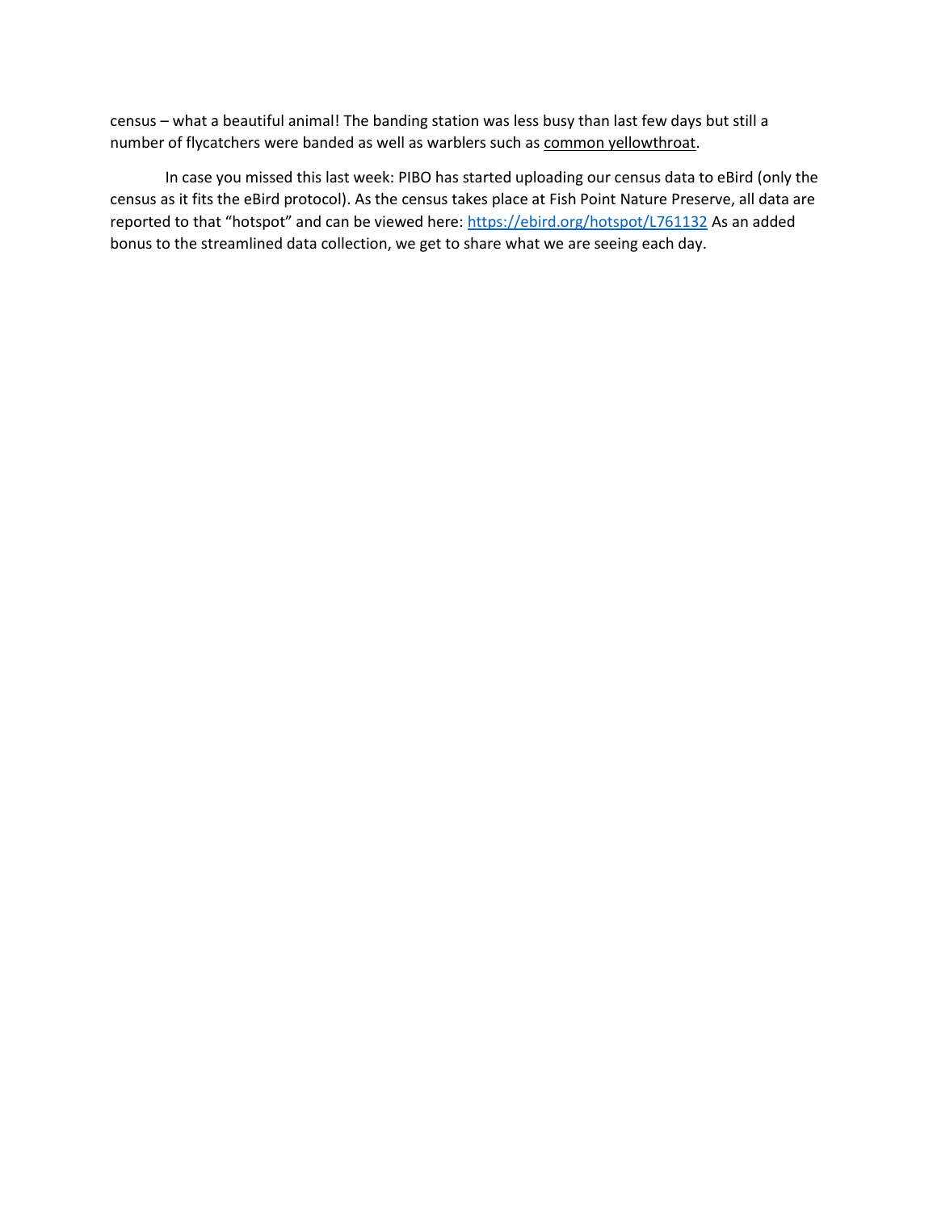census – what a beautiful animal! The banding station was less busy than last few days but still a number of flycatchers were banded as well as warblers such as common yellowthroat.

In case you missed this last week: PIBO has started uploading our census data to eBird (only the census as it fits the eBird protocol). As the census takes place at Fish Point Nature Preserve, all data are reported to that "hotspot" and can be viewed here: https://ebird.org/hotspot/L761132 As an added bonus to the streamlined data collection, we get to share what we are seeing each day.